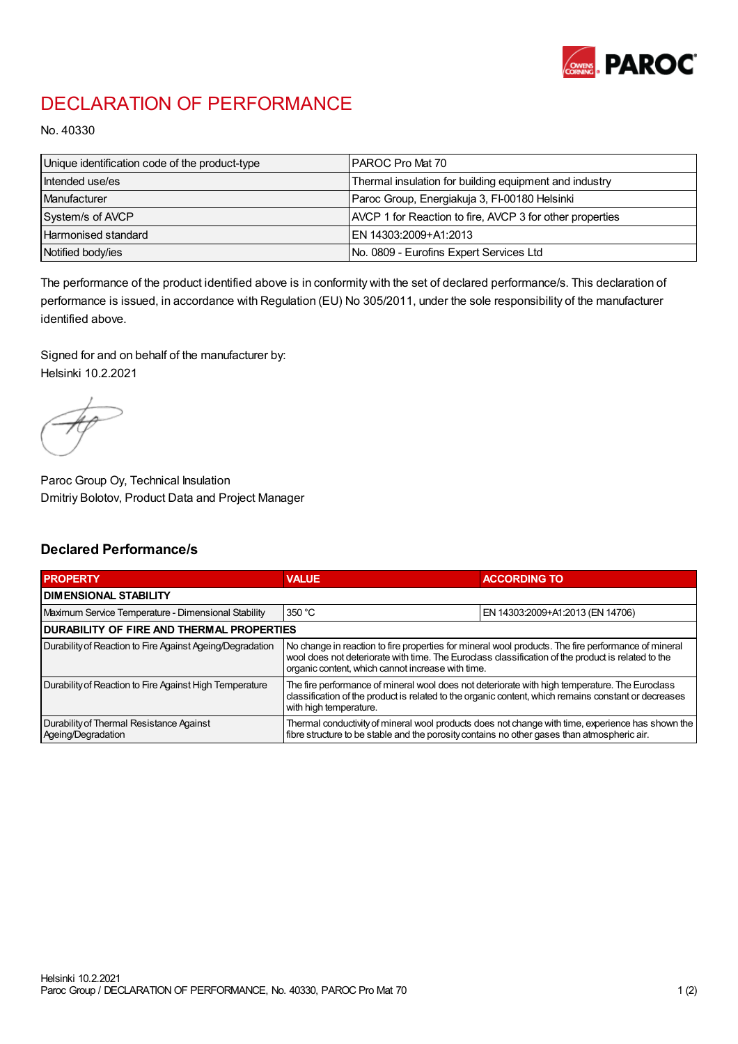# DECLARATION OF PERFORMANCE

No. 40330

| Unique identification code of the product-type | PAROC Pro Mat 70 |
|---|---|
| Intended use/es | Thermal insulation for building equipment and industry |
| Manufacturer | Paroc Group, Energiakuja 3, FI-00180 Helsinki |
| System/s of AVCP | AVCP 1 for Reaction to fire, AVCP 3 for other properties |
| Harmonised standard | EN 14303:2009+A1:2013 |
| Notified body/ies | No. 0809 - Eurofins Expert Services Ltd |

The performance of the product identified above is in conformity with the set of declared performance/s. This declaration of performance is issued, in accordance with Regulation (EU) No 305/2011, under the sole responsibility of the manufacturer identified above.

Signed for and on behalf of the manufacturer by:
Helsinki 10.2.2021

Paroc Group Oy, Technical Insulation
Dmitriy Bolotov, Product Data and Project Manager

## Declared Performance/s

| PROPERTY | VALUE | ACCORDING TO |
|---|---|---|
| **DIMENSIONAL STABILITY** | | |
| Maximum Service Temperature - Dimensional Stability | 350 °C | EN 14303:2009+A1:2013 (EN 14706) |
| **DURABILITY OF FIRE AND THERMAL PROPERTIES** | | |
| Durability of Reaction to Fire Against Ageing/Degradation | No change in reaction to fire properties for mineral wool products. The fire performance of mineral wool does not deteriorate with time. The Euroclass classification of the product is related to the organic content, which cannot increase with time. | |
| Durability of Reaction to Fire Against High Temperature | The fire performance of mineral wool does not deteriorate with high temperature. The Euroclass classification of the product is related to the organic content, which remains constant or decreases with high temperature. | |
| Durability of Thermal Resistance Against Ageing/Degradation | Thermal conductivity of mineral wool products does not change with time, experience has shown the fibre structure to be stable and the porosity contains no other gases than atmospheric air. | |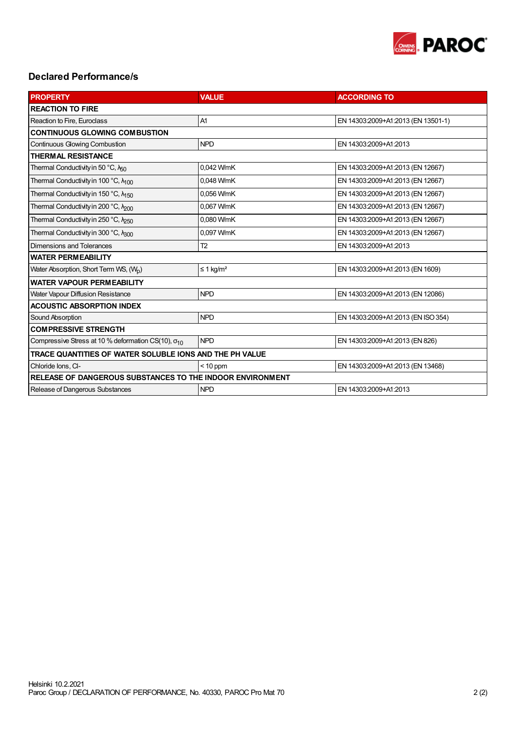## Declared Performance/s

| PROPERTY | VALUE | ACCORDING TO |
|---|---|---|
| **REACTION TO FIRE** | | |
| Reaction to Fire, Euroclass | A1 | EN 14303:2009+A1:2013 (EN 13501-1) |
| **CONTINUOUS GLOWING COMBUSTION** | | |
| Continuous Glowing Combustion | NPD | EN 14303:2009+A1:2013 |
| **THERMAL RESISTANCE** | | |
| Thermal Conductivity in 50 °C, $\lambda_{50}$ | 0,042 W/mK | EN 14303:2009+A1:2013 (EN 12667) |
| Thermal Conductivity in 100 °C, $\lambda_{100}$ | 0,048 W/mK | EN 14303:2009+A1:2013 (EN 12667) |
| Thermal Conductivity in 150 °C, $\lambda_{150}$ | 0,056 W/mK | EN 14303:2009+A1:2013 (EN 12667) |
| Thermal Conductivity in 200 °C, $\lambda_{200}$ | 0,067 W/mK | EN 14303:2009+A1:2013 (EN 12667) |
| Thermal Conductivity in 250 °C, $\lambda_{250}$ | 0,080 W/mK | EN 14303:2009+A1:2013 (EN 12667) |
| Thermal Conductivity in 300 °C, $\lambda_{300}$ | 0,097 W/mK | EN 14303:2009+A1:2013 (EN 12667) |
| Dimensions and Tolerances | T2 | EN 14303:2009+A1:2013 |
| **WATER PERMEABILITY** | | |
| Water Absorption, Short Term WS, ($W_p$) | ≤ 1 kg/m² | EN 14303:2009+A1:2013 (EN 1609) |
| **WATER VAPOUR PERMEABILITY** | | |
| Water Vapour Diffusion Resistance | NPD | EN 14303:2009+A1:2013 (EN 12086) |
| **ACOUSTIC ABSORPTION INDEX** | | |
| Sound Absorption | NPD | EN 14303:2009+A1:2013 (EN ISO 354) |
| **COMPRESSIVE STRENGTH** | | |
| Compressive Stress at 10 % deformation CS(10), $\sigma_{10}$ | NPD | EN 14303:2009+A1:2013 (EN 826) |
| **TRACE QUANTITIES OF WATER SOLUBLE IONS AND THE PH VALUE** | | |
| Chloride Ions, Cl- | < 10 ppm | EN 14303:2009+A1:2013 (EN 13468) |
| **RELEASE OF DANGEROUS SUBSTANCES TO THE INDOOR ENVIRONMENT** | | |
| Release of Dangerous Substances | NPD | EN 14303:2009+A1:2013 |

Helsinki 10.2.2021
Paroc Group / DECLARATION OF PERFORMANCE, No. 40330, PAROC Pro Mat 70